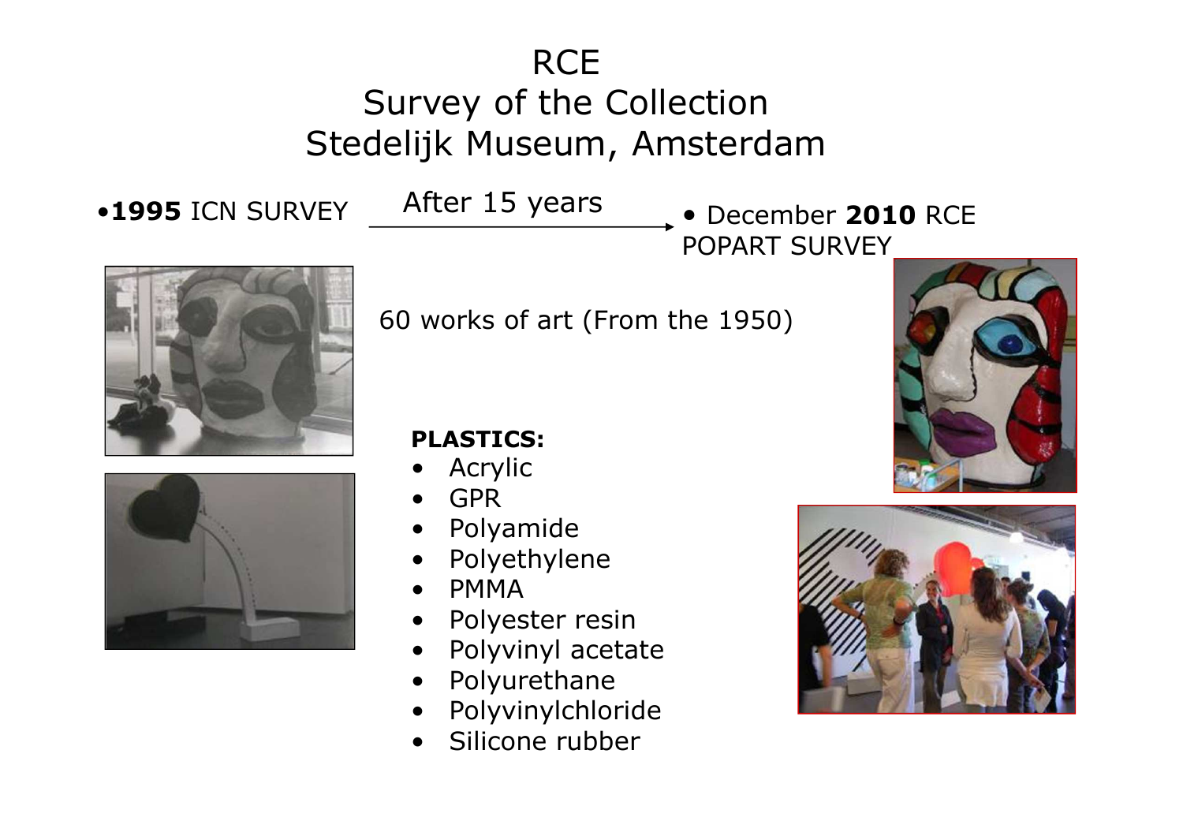# RCE
# Survey of the Collection
# Stedelijk Museum, Amsterdam

- **1995** ICN SURVEY

After 15 years →

- December **2010** RCE POPART SURVEY

60 works of art (From the 1950)

**PLASTICS:**

- Acrylic
- GPR
- Polyamide
- Polyethylene
- PMMA
- Polyester resin
- Polyvinyl acetate
- Polyurethane
- Polyvinylchloride
- Silicone rubber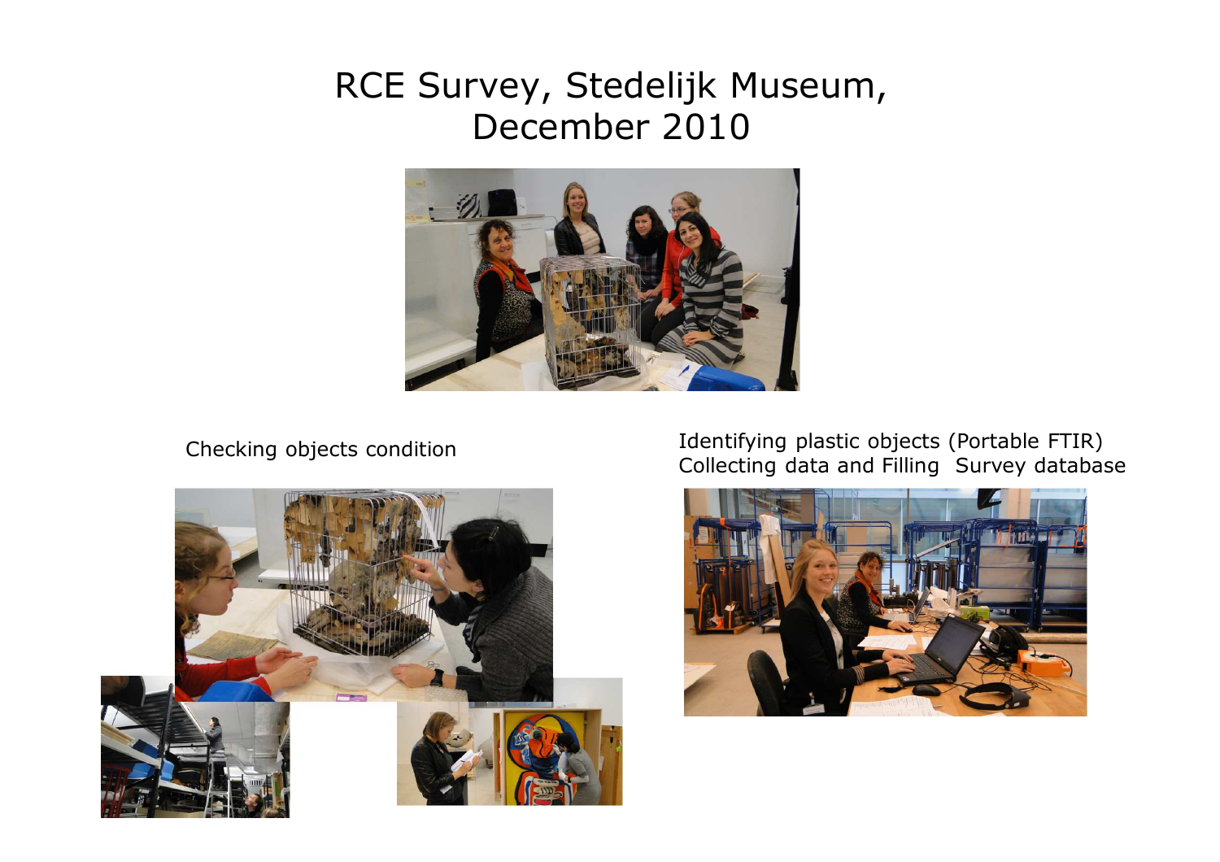# RCE Survey, Stedelijk Museum, December 2010

Checking objects condition

Identifying plastic objects (Portable FTIR)
Collecting data and Filling Survey database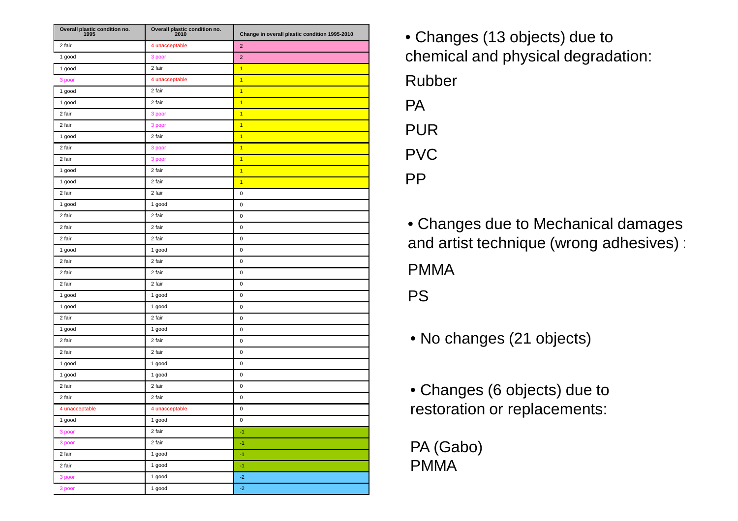| Overall plastic condition no. 1995 | Overall plastic condition no. 2010 | Change in overall plastic condition 1995-2010 |
|---|---|---|
| 2 fair | 4 unacceptable | 2 |
| 1 good | 3 poor | 2 |
| 1 good | 2 fair | 1 |
| 3 poor | 4 unacceptable | 1 |
| 1 good | 2 fair | 1 |
| 1 good | 2 fair | 1 |
| 2 fair | 3 poor | 1 |
| 2 fair | 3 poor | 1 |
| 1 good | 2 fair | 1 |
| 2 fair | 3 poor | 1 |
| 2 fair | 3 poor | 1 |
| 1 good | 2 fair | 1 |
| 1 good | 2 fair | 1 |
| 2 fair | 2 fair | 0 |
| 1 good | 1 good | 0 |
| 2 fair | 2 fair | 0 |
| 2 fair | 2 fair | 0 |
| 2 fair | 2 fair | 0 |
| 1 good | 1 good | 0 |
| 2 fair | 2 fair | 0 |
| 2 fair | 2 fair | 0 |
| 2 fair | 2 fair | 0 |
| 1 good | 1 good | 0 |
| 1 good | 1 good | 0 |
| 2 fair | 2 fair | 0 |
| 1 good | 1 good | 0 |
| 2 fair | 2 fair | 0 |
| 2 fair | 2 fair | 0 |
| 1 good | 1 good | 0 |
| 1 good | 1 good | 0 |
| 2 fair | 2 fair | 0 |
| 2 fair | 2 fair | 0 |
| 4 unacceptable | 4 unacceptable | 0 |
| 1 good | 1 good | 0 |
| 3 poor | 2 fair | -1 |
| 3 poor | 2 fair | -1 |
| 2 fair | 1 good | -1 |
| 2 fair | 1 good | -1 |
| 3 poor | 1 good | -2 |
| 3 poor | 1 good | -2 |

- Changes (13 objects) due to chemical and physical degradation:

Rubber

PA

PUR

PVC

PP

- Changes due to Mechanical damages and artist technique (wrong adhesives) :

PMMA

PS

- No changes (21 objects)

- Changes (6 objects) due to restoration or replacements:

PA (Gabo)
PMMA